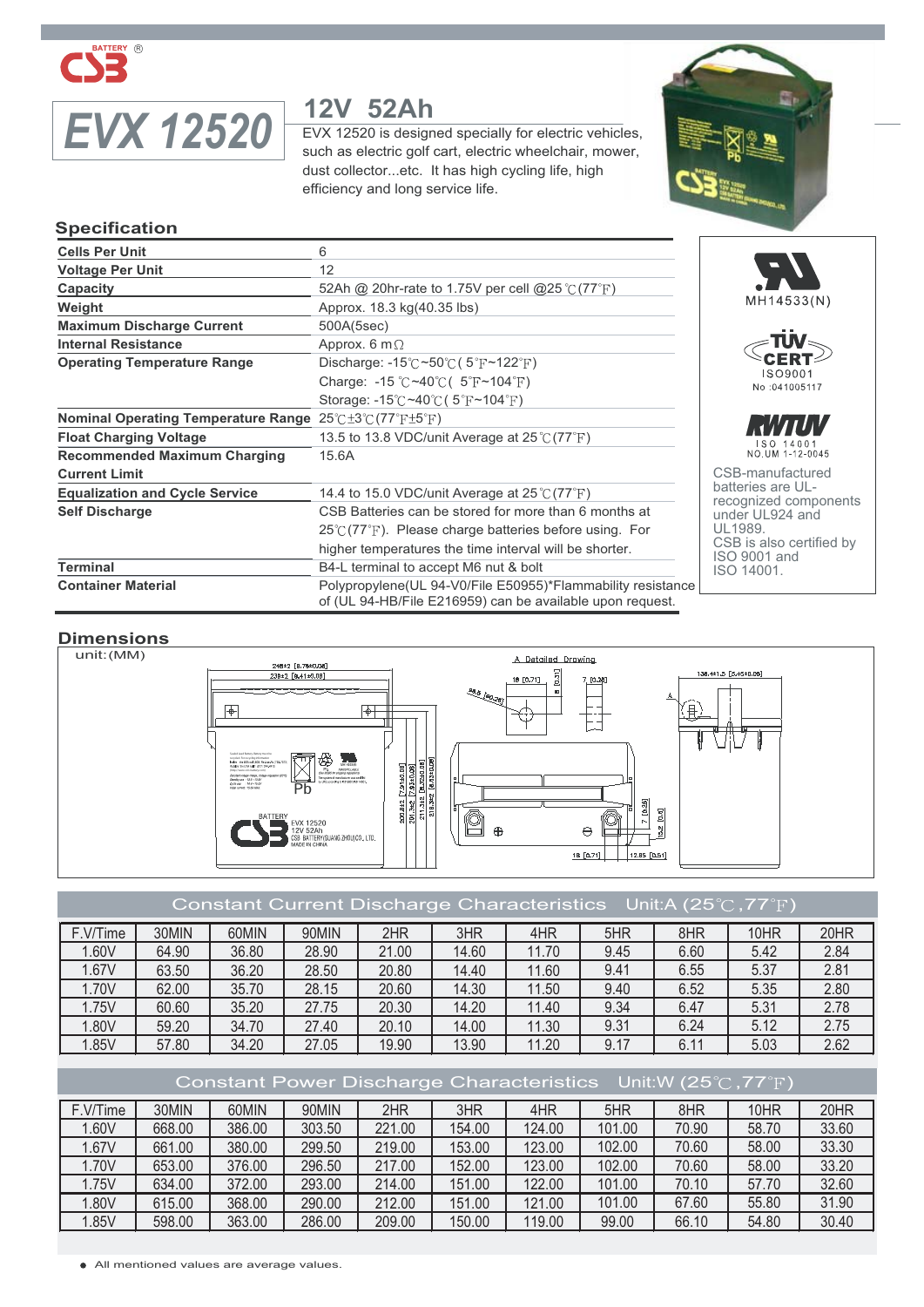# EVX 12520

## 12V 52Ah

EVX 12520 is designed specially for electric vehicles, such as electric golf cart, electric wheelchair, mower, dust collector...etc. It has high cycling life, high efficiency and long service life.

## Specification

| | |
|---|---|
| Cells Per Unit | 6 |
| Voltage Per Unit | 12 |
| Capacity | 52Ah @ 20hr-rate to 1.75V per cell @25℃(77℉) |
| Weight | Approx. 18.3 kg(40.35 lbs) |
| Maximum Discharge Current | 500A(5sec) |
| Internal Resistance | Approx. 6 mΩ |
| Operating Temperature Range | Discharge: -15℃~50℃( 5℉~122℉)<br>Charge: -15 ℃~40℃( 5℉~104℉)<br>Storage: -15℃~40℃( 5℉~104℉) |
| Nominal Operating Temperature Range | 25℃±3℃(77℉±5℉) |
| Float Charging Voltage | 13.5 to 13.8 VDC/unit Average at 25℃(77℉) |
| Recommended Maximum Charging Current Limit | 15.6A |
| Equalization and Cycle Service | 14.4 to 15.0 VDC/unit Average at 25℃(77℉) |
| Self Discharge | CSB Batteries can be stored for more than 6 months at 25℃(77℉). Please charge batteries before using. For higher temperatures the time interval will be shorter. |
| Terminal | B4-L terminal to accept M6 nut & bolt |
| Container Material | Polypropylene(UL 94-V0/File E50955)*Flammability resistance of (UL 94-HB/File E216959) can be available upon request. |

MH14533(N)

TÜV CERT ISO9001 No :041005117

RWTUV ISO 14001 NO.UM 1-12-0045

CSB-manufactured batteries are UL-recognized components under UL924 and UL1989.
CSB is also certified by ISO 9001 and ISO 14001.

## Dimensions

unit:(MM)

## Constant Current Discharge Characteristics Unit:A (25℃,77℉)

| F.V/Time | 30MIN | 60MIN | 90MIN | 2HR | 3HR | 4HR | 5HR | 8HR | 10HR | 20HR |
|---|---|---|---|---|---|---|---|---|---|---|
| 1.60V | 64.90 | 36.80 | 28.90 | 21.00 | 14.60 | 11.70 | 9.45 | 6.60 | 5.42 | 2.84 |
| 1.67V | 63.50 | 36.20 | 28.50 | 20.80 | 14.40 | 11.60 | 9.41 | 6.55 | 5.37 | 2.81 |
| 1.70V | 62.00 | 35.70 | 28.15 | 20.60 | 14.30 | 11.50 | 9.40 | 6.52 | 5.35 | 2.80 |
| 1.75V | 60.60 | 35.20 | 27.75 | 20.30 | 14.20 | 11.40 | 9.34 | 6.47 | 5.31 | 2.78 |
| 1.80V | 59.20 | 34.70 | 27.40 | 20.10 | 14.00 | 11.30 | 9.31 | 6.24 | 5.12 | 2.75 |
| 1.85V | 57.80 | 34.20 | 27.05 | 19.90 | 13.90 | 11.20 | 9.17 | 6.11 | 5.03 | 2.62 |

## Constant Power Discharge Characteristics Unit:W (25℃,77℉)

| F.V/Time | 30MIN | 60MIN | 90MIN | 2HR | 3HR | 4HR | 5HR | 8HR | 10HR | 20HR |
|---|---|---|---|---|---|---|---|---|---|---|
| 1.60V | 668.00 | 386.00 | 303.50 | 221.00 | 154.00 | 124.00 | 101.00 | 70.90 | 58.70 | 33.60 |
| 1.67V | 661.00 | 380.00 | 299.50 | 219.00 | 153.00 | 123.00 | 102.00 | 70.60 | 58.00 | 33.30 |
| 1.70V | 653.00 | 376.00 | 296.50 | 217.00 | 152.00 | 123.00 | 102.00 | 70.60 | 58.00 | 33.20 |
| 1.75V | 634.00 | 372.00 | 293.00 | 214.00 | 151.00 | 122.00 | 101.00 | 70.10 | 57.70 | 32.60 |
| 1.80V | 615.00 | 368.00 | 290.00 | 212.00 | 151.00 | 121.00 | 101.00 | 67.60 | 55.80 | 31.90 |
| 1.85V | 598.00 | 363.00 | 286.00 | 209.00 | 150.00 | 119.00 | 99.00 | 66.10 | 54.80 | 30.40 |

- All mentioned values are average values.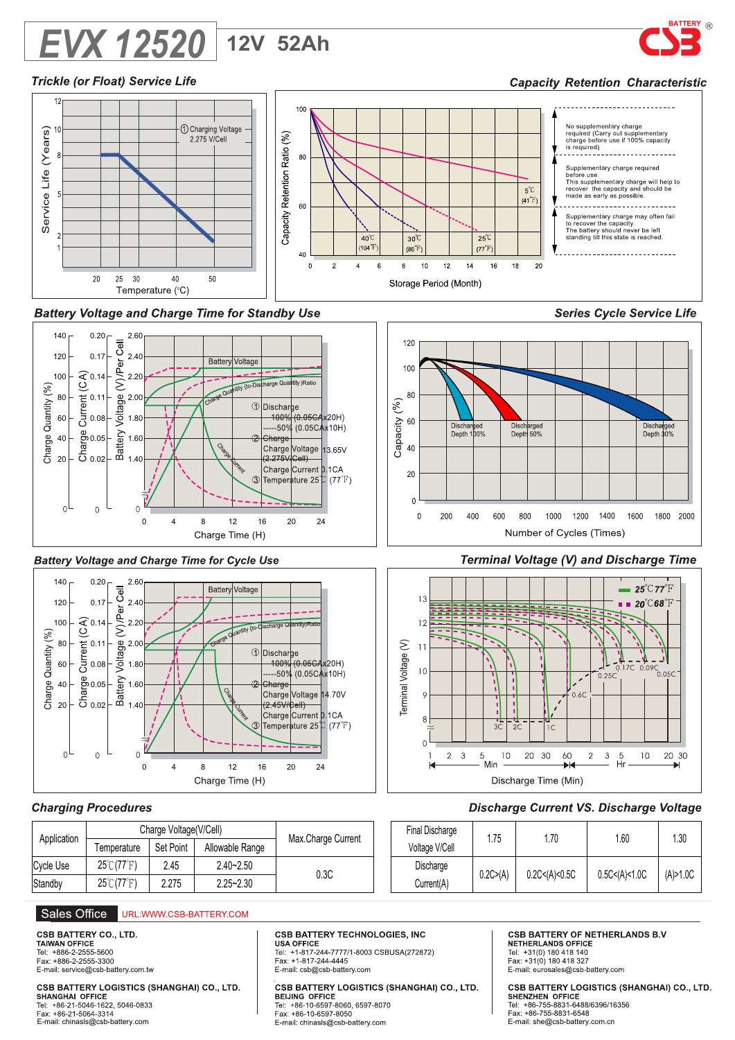# EVX 12520 12V 52Ah

## Trickle (or Float) Service Life

Service Life (Years)

12
10
8
5
2
1

20 25 30 40 50

Temperature (°C)

① Charging Voltage
2.275 V/Cell

## Capacity Retention Characteristic

Capacity Retention Ratio (%)

100
80
60
40

0 2 4 6 8 10 12 14 16 18 20

Storage Period (Month)

40℃ (104℉)
30℃ (86℉)
25℃ (77℉)
5℃ (41℉)

No supplementary charge required (Carry out supplementary charge before use if 100% capacity is required)

Supplementary charge required before use. This supplementary charge will help to recover the capacity and should be made as early as possible.

Supplementary charge may often fail to recover the capacity. The battery should never be left standing till this state is reached.

## Battery Voltage and Charge Time for Standby Use

Charge Quantity (%): 140 120 100 80 60 40 20 0

Charge Current (CA): 0.20 0.17 0.14 0.11 0.08 0.05 0.02 0

Battery Voltage (V)/Per Cell: 2.60 2.40 2.20 2.00 1.80 1.60 1.40 0

0 4 8 12 16 20 24

Charge Time (H)

Battery Voltage

Charge Quantity (to-Discharge Quantity)Ratio

Charge Current

① Discharge
100% (0.05CAx20H)
-----50% (0.05CAx10H)
② Charge
Charge Voltage 13.65V
(2.275V/Cell)
Charge Current 0.1CA
③ Temperature 25℃ (77℉)

## Series Cycle Service Life

Capacity (%)

120
100
80
60
40
20
0

0 200 400 600 800 1000 1200 1400 1600 1800 2000

Number of Cycles (Times)

Discharged Depth 100%
Discharged Depth 50%
Discharged Depth 30%

## Battery Voltage and Charge Time for Cycle Use

Charge Quantity (%): 140 120 100 80 60 40 20 0

Charge Current (CA): 0.20 0.17 0.14 0.11 0.08 0.05 0.02 0

Battery Voltage (V)/Per Cell: 2.60 2.40 2.20 2.00 1.80 1.60 1.40 0

0 4 8 12 16 20 24

Charge Time (H)

Battery Voltage

Charge Quantity (to-Discharge Quantity)Ratio

Charge Current

① Discharge
100% (0.05CAx20H)
-----50% (0.05CAx10H)
② Charge
Charge Voltage 14.70V
(2.45V/Cell)
Charge Current 0.1CA
③ Temperature 25℃ (77℉)

## Terminal Voltage (V) and Discharge Time

Terminal Voltage (V)

13
12
11
10
9
8
0

1 2 3 5 10 20 30 60 2 3 5 10 20 30

Min | Hr

Discharge Time (Min)

25℃77℉
20℃68℉

3C 2C 1C 0.6C 0.25C 0.17C 0.09C 0.05C

## Charging Procedures

| Application | Charge Voltage(V/Cell) | | | Max.Charge Current |
|---|---|---|---|---|
| | Temperature | Set Point | Allowable Range | |
| Cycle Use | 25℃(77℉) | 2.45 | 2.40~2.50 | 0.3C |
| Standby | 25℃(77℉) | 2.275 | 2.25~2.30 | |

## Discharge Current VS. Discharge Voltage

| Final Discharge Voltage V/Cell | 1.75 | 1.70 | 1.60 | 1.30 |
|---|---|---|---|---|
| Discharge Current(A) | 0.2C>(A) | 0.2C<(A)<0.5C | 0.5C<(A)<1.0C | (A)>1.0C |

## Sales Office

URL:WWW.CSB-BATTERY.COM

**CSB BATTERY CO., LTD.**
**TAIWAN OFFICE**
Tel: +886-2-2555-5600
Fax: +886-2-2555-3300
E-mail: service@csb-battery.com.tw

**CSB BATTERY LOGISTICS (SHANGHAI) CO., LTD.**
**SHANGHAI OFFICE**
Tel: +86-21-5046-1622, 5046-0833
Fax: +86-21-5064-3314
E-mail: chinasls@csb-battery.com

**CSB BATTERY TECHNOLOGIES, INC**
**USA OFFICE**
Tel: +1-817-244-7777/1-8003 CSBUSA(272872)
Fax: +1-817-244-4445
E-mail: csb@csb-battery.com

**CSB BATTERY LOGISTICS (SHANGHAI) CO., LTD.**
**BEIJING OFFICE**
Tel: +86-10-6597-8060, 6597-8070
Fax: +86-10-6597-8050
E-mail: chinasls@csb-battery.com

**CSB BATTERY OF NETHERLANDS B.V**
**NETHERLANDS OFFICE**
Tel: +31(0) 180 418 140
Fax: +31(0) 180 418 327
E-mail: eurosales@csb-battery.com

**CSB BATTERY LOGISTICS (SHANGHAI) CO., LTD.**
**SHENZHEN OFFICE**
Tel: +86-755-8831-6488/6396/16356
Fax: +86-755-8831-6548
E-mail: she@csb-battery.com.cn